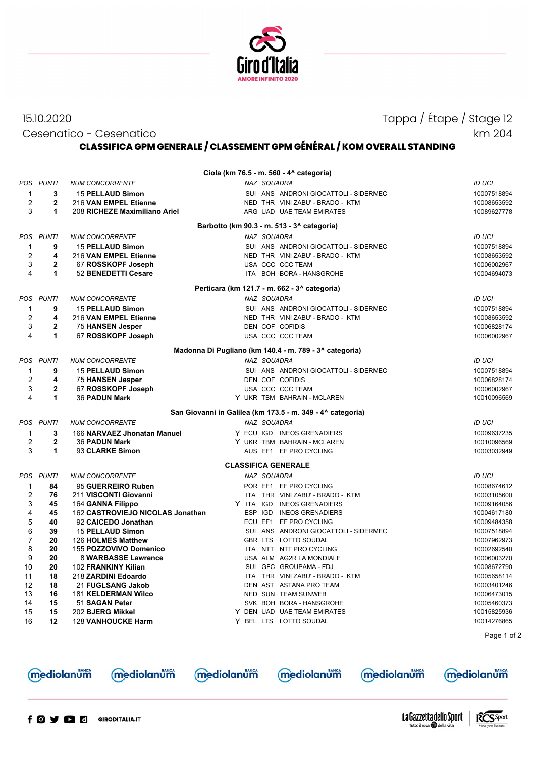# Giro d'Italia

AMORE INFINITO 2020

15.10.2020 — Tappa / Étape / Stage 12

Cesenatico - Cesenatico — km 204

## CLASSIFICA GPM GENERALE / CLASSEMENT GPM GÉNÉRAL / KOM OVERALL STANDING

### Ciola (km 76.5 - m. 560 - 4^ categoria)

| POS | PUNTI | NUM CONCORRENTE | NAZ | SQUADRA | ID UCI |
|---|---|---|---|---|---|
| 1 | **3** | 15 **PELLAUD Simon** | SUI | ANS ANDRONI GIOCATTOLI - SIDERMEC | 10007518894 |
| 2 | **2** | 216 **VAN EMPEL Etienne** | NED | THR VINI ZABU' - BRADO - KTM | 10008653592 |
| 3 | **1** | 208 **RICHEZE Maximiliano Ariel** | ARG | UAD UAE TEAM EMIRATES | 10089627778 |

### Barbotto (km 90.3 - m. 513 - 3^ categoria)

| POS | PUNTI | NUM CONCORRENTE | NAZ | SQUADRA | ID UCI |
|---|---|---|---|---|---|
| 1 | **9** | 15 **PELLAUD Simon** | SUI | ANS ANDRONI GIOCATTOLI - SIDERMEC | 10007518894 |
| 2 | **4** | 216 **VAN EMPEL Etienne** | NED | THR VINI ZABU' - BRADO - KTM | 10008653592 |
| 3 | **2** | 67 **ROSSKOPF Joseph** | USA | CCC CCC TEAM | 10006002967 |
| 4 | **1** | 52 **BENEDETTI Cesare** | ITA | BOH BORA - HANSGROHE | 10004694073 |

### Perticara (km 121.7 - m. 662 - 3^ categoria)

| POS | PUNTI | NUM CONCORRENTE | NAZ | SQUADRA | ID UCI |
|---|---|---|---|---|---|
| 1 | **9** | 15 **PELLAUD Simon** | SUI | ANS ANDRONI GIOCATTOLI - SIDERMEC | 10007518894 |
| 2 | **4** | 216 **VAN EMPEL Etienne** | NED | THR VINI ZABU' - BRADO - KTM | 10008653592 |
| 3 | **2** | 75 **HANSEN Jesper** | DEN | COF COFIDIS | 10006828174 |
| 4 | **1** | 67 **ROSSKOPF Joseph** | USA | CCC CCC TEAM | 10006002967 |

### Madonna Di Pugliano (km 140.4 - m. 789 - 3^ categoria)

| POS | PUNTI | NUM CONCORRENTE | NAZ | SQUADRA | ID UCI |
|---|---|---|---|---|---|
| 1 | **9** | 15 **PELLAUD Simon** | SUI | ANS ANDRONI GIOCATTOLI - SIDERMEC | 10007518894 |
| 2 | **4** | 75 **HANSEN Jesper** | DEN | COF COFIDIS | 10006828174 |
| 3 | **2** | 67 **ROSSKOPF Joseph** | USA | CCC CCC TEAM | 10006002967 |
| 4 | **1** | 36 **PADUN Mark** | Y UKR | TBM BAHRAIN - MCLAREN | 10010096569 |

### San Giovanni in Galilea (km 173.5 - m. 349 - 4^ categoria)

| POS | PUNTI | NUM CONCORRENTE | NAZ | SQUADRA | ID UCI |
|---|---|---|---|---|---|
| 1 | **3** | 166 **NARVAEZ Jhonatan Manuel** | Y ECU | IGD INEOS GRENADIERS | 10009637235 |
| 2 | **2** | 36 **PADUN Mark** | Y UKR | TBM BAHRAIN - MCLAREN | 10010096569 |
| 3 | **1** | 93 **CLARKE Simon** | AUS | EF1 EF PRO CYCLING | 10003032949 |

### CLASSIFICA GENERALE

| POS | PUNTI | NUM CONCORRENTE | NAZ | SQUADRA | ID UCI |
|---|---|---|---|---|---|
| 1 | **84** | 95 **GUERREIRO Ruben** | POR | EF1 EF PRO CYCLING | 10008674612 |
| 2 | **76** | 211 **VISCONTI Giovanni** | ITA | THR VINI ZABU' - BRADO - KTM | 10003105600 |
| 3 | **45** | 164 **GANNA Filippo** | Y ITA | IGD INEOS GRENADIERS | 10009164056 |
| 4 | **45** | 162 **CASTROVIEJO NICOLAS Jonathan** | ESP | IGD INEOS GRENADIERS | 10004617180 |
| 5 | **40** | 92 **CAICEDO Jonathan** | ECU | EF1 EF PRO CYCLING | 10009484358 |
| 6 | **39** | 15 **PELLAUD Simon** | SUI | ANS ANDRONI GIOCATTOLI - SIDERMEC | 10007518894 |
| 7 | **20** | 126 **HOLMES Matthew** | GBR | LTS LOTTO SOUDAL | 10007962973 |
| 8 | **20** | 155 **POZZOVIVO Domenico** | ITA | NTT NTT PRO CYCLING | 10002692540 |
| 9 | **20** | 8 **WARBASSE Lawrence** | USA | ALM AG2R LA MONDIALE | 10006003270 |
| 10 | **20** | 102 **FRANKINY Kilian** | SUI | GFC GROUPAMA - FDJ | 10008672790 |
| 11 | **18** | 218 **ZARDINI Edoardo** | ITA | THR VINI ZABU' - BRADO - KTM | 10005658114 |
| 12 | **18** | 21 **FUGLSANG Jakob** | DEN | AST ASTANA PRO TEAM | 10003401246 |
| 13 | **16** | 181 **KELDERMAN Wilco** | NED | SUN TEAM SUNWEB | 10006473015 |
| 14 | **15** | 51 **SAGAN Peter** | SVK | BOH BORA - HANSGROHE | 10005460373 |
| 15 | **15** | 202 **BJERG Mikkel** | Y DEN | UAD UAE TEAM EMIRATES | 10015825936 |
| 16 | **12** | 128 **VANHOUCKE Harm** | Y BEL | LTS LOTTO SOUDAL | 10014276865 |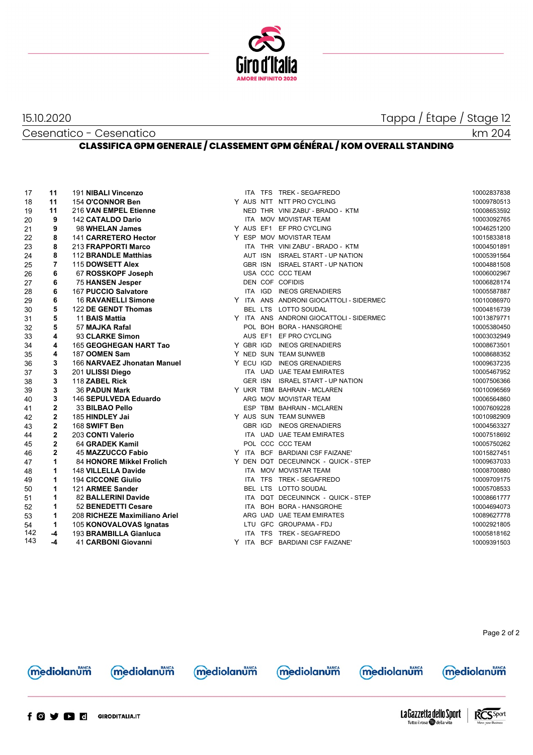15.10.2020

Tappa / Étape / Stage 12

Cesenatico - Cesenatico

km 204

## CLASSIFICA GPM GENERALE / CLASSEMENT GPM GÉNÉRAL / KOM OVERALL STANDING

| | | | | | | | | |
|---|---|---|---|---|---|---|---|---|
| 17 | 11 | 191 | **NIBALI Vincenzo** | | ITA | TFS | TREK - SEGAFREDO | 10002837838 |
| 18 | 11 | 154 | **O'CONNOR Ben** | Y | AUS | NTT | NTT PRO CYCLING | 10009780513 |
| 19 | 11 | 216 | **VAN EMPEL Etienne** | | NED | THR | VINI ZABU' - BRADO - KTM | 10008653592 |
| 20 | 9 | 142 | **CATALDO Dario** | | ITA | MOV | MOVISTAR TEAM | 10003092765 |
| 21 | 9 | 98 | **WHELAN James** | Y | AUS | EF1 | EF PRO CYCLING | 10046251200 |
| 22 | 8 | 141 | **CARRETERO Hector** | Y | ESP | MOV | MOVISTAR TEAM | 10015833818 |
| 23 | 8 | 213 | **FRAPPORTI Marco** | | ITA | THR | VINI ZABU' - BRADO - KTM | 10004501891 |
| 24 | 8 | 112 | **BRANDLE Matthias** | | AUT | ISN | ISRAEL START - UP NATION | 10005391564 |
| 25 | 7 | 115 | **DOWSETT Alex** | | GBR | ISN | ISRAEL START - UP NATION | 10004881508 |
| 26 | 6 | 67 | **ROSSKOPF Joseph** | | USA | CCC | CCC TEAM | 10006002967 |
| 27 | 6 | 75 | **HANSEN Jesper** | | DEN | COF | COFIDIS | 10006828174 |
| 28 | 6 | 167 | **PUCCIO Salvatore** | | ITA | IGD | INEOS GRENADIERS | 10005587887 |
| 29 | 6 | 16 | **RAVANELLI Simone** | Y | ITA | ANS | ANDRONI GIOCATTOLI - SIDERMEC | 10010086970 |
| 30 | 5 | 122 | **DE GENDT Thomas** | | BEL | LTS | LOTTO SOUDAL | 10004816739 |
| 31 | 5 | 11 | **BAIS Mattia** | Y | ITA | ANS | ANDRONI GIOCATTOLI - SIDERMEC | 10013879771 |
| 32 | 5 | 57 | **MAJKA Rafal** | | POL | BOH | BORA - HANSGROHE | 10005380450 |
| 33 | 4 | 93 | **CLARKE Simon** | | AUS | EF1 | EF PRO CYCLING | 10003032949 |
| 34 | 4 | 165 | **GEOGHEGAN HART Tao** | Y | GBR | IGD | INEOS GRENADIERS | 10008673501 |
| 35 | 4 | 187 | **OOMEN Sam** | Y | NED | SUN | TEAM SUNWEB | 10008688352 |
| 36 | 3 | 166 | **NARVAEZ Jhonatan Manuel** | Y | ECU | IGD | INEOS GRENADIERS | 10009637235 |
| 37 | 3 | 201 | **ULISSI Diego** | | ITA | UAD | UAE TEAM EMIRATES | 10005467952 |
| 38 | 3 | 118 | **ZABEL Rick** | | GER | ISN | ISRAEL START - UP NATION | 10007506366 |
| 39 | 3 | 36 | **PADUN Mark** | Y | UKR | TBM | BAHRAIN - MCLAREN | 10010096569 |
| 40 | 3 | 146 | **SEPULVEDA Eduardo** | | ARG | MOV | MOVISTAR TEAM | 10006564860 |
| 41 | 2 | 33 | **BILBAO Pello** | | ESP | TBM | BAHRAIN - MCLAREN | 10007609228 |
| 42 | 2 | 185 | **HINDLEY Jai** | Y | AUS | SUN | TEAM SUNWEB | 10010982909 |
| 43 | 2 | 168 | **SWIFT Ben** | | GBR | IGD | INEOS GRENADIERS | 10004563327 |
| 44 | 2 | 203 | **CONTI Valerio** | | ITA | UAD | UAE TEAM EMIRATES | 10007518692 |
| 45 | 2 | 64 | **GRADEK Kamil** | | POL | CCC | CCC TEAM | 10005750262 |
| 46 | 2 | 45 | **MAZZUCCO Fabio** | Y | ITA | BCF | BARDIANI CSF FAIZANE' | 10015827451 |
| 47 | 1 | 84 | **HONORE Mikkel Frolich** | Y | DEN | DQT | DECEUNINCK - QUICK - STEP | 10009637033 |
| 48 | 1 | 148 | **VILLELLA Davide** | | ITA | MOV | MOVISTAR TEAM | 10008700880 |
| 49 | 1 | 194 | **CICCONE Giulio** | | ITA | TFS | TREK - SEGAFREDO | 10009709175 |
| 50 | 1 | 121 | **ARMEE Sander** | | BEL | LTS | LOTTO SOUDAL | 10005708533 |
| 51 | 1 | 82 | **BALLERINI Davide** | | ITA | DQT | DECEUNINCK - QUICK - STEP | 10008661777 |
| 52 | 1 | 52 | **BENEDETTI Cesare** | | ITA | BOH | BORA - HANSGROHE | 10004694073 |
| 53 | 1 | 208 | **RICHEZE Maximiliano Ariel** | | ARG | UAD | UAE TEAM EMIRATES | 10089627778 |
| 54 | 1 | 105 | **KONOVALOVAS Ignatas** | | LTU | GFC | GROUPAMA - FDJ | 10002921805 |
| 142 | -4 | 193 | **BRAMBILLA Gianluca** | | ITA | TFS | TREK - SEGAFREDO | 10005818162 |
| 143 | -4 | 41 | **CARBONI Giovanni** | Y | ITA | BCF | BARDIANI CSF FAIZANE' | 10009391503 |